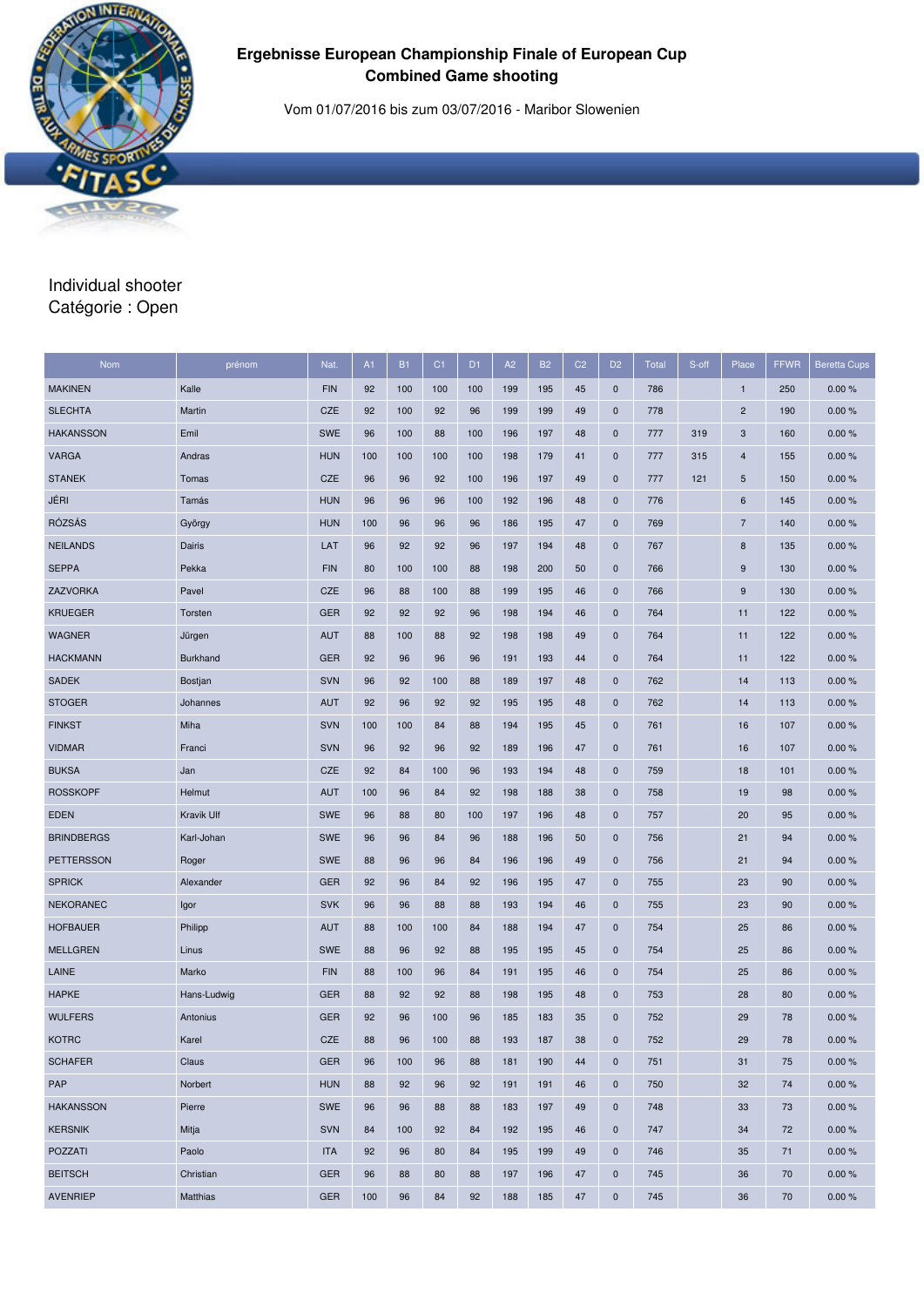# Ergebnisse European Championship Finale of European Cup
## Combined Game shooting

Vom 01/07/2016 bis zum 03/07/2016 - Maribor Slowenien

Individual shooter
Catégorie : Open

| Nom | prénom | Nat. | A1 | B1 | C1 | D1 | A2 | B2 | C2 | D2 | Total | S-off | Place | FFWR | Beretta Cups |
|---|---|---|---|---|---|---|---|---|---|---|---|---|---|---|---|
| MAKINEN | Kalle | FIN | 92 | 100 | 100 | 100 | 199 | 195 | 45 | 0 | 786 | | 1 | 250 | 0.00 % |
| SLECHTA | Martin | CZE | 92 | 100 | 92 | 96 | 199 | 199 | 49 | 0 | 778 | | 2 | 190 | 0.00 % |
| HAKANSSON | Emil | SWE | 96 | 100 | 88 | 100 | 196 | 197 | 48 | 0 | 777 | 319 | 3 | 160 | 0.00 % |
| VARGA | Andras | HUN | 100 | 100 | 100 | 100 | 198 | 179 | 41 | 0 | 777 | 315 | 4 | 155 | 0.00 % |
| STANEK | Tomas | CZE | 96 | 96 | 92 | 100 | 196 | 197 | 49 | 0 | 777 | 121 | 5 | 150 | 0.00 % |
| JÉRI | Tamás | HUN | 96 | 96 | 96 | 100 | 192 | 196 | 48 | 0 | 776 | | 6 | 145 | 0.00 % |
| RÓZSÁS | György | HUN | 100 | 96 | 96 | 96 | 186 | 195 | 47 | 0 | 769 | | 7 | 140 | 0.00 % |
| NEILANDS | Dairis | LAT | 96 | 92 | 92 | 96 | 197 | 194 | 48 | 0 | 767 | | 8 | 135 | 0.00 % |
| SEPPA | Pekka | FIN | 80 | 100 | 100 | 88 | 198 | 200 | 50 | 0 | 766 | | 9 | 130 | 0.00 % |
| ZAZVORKA | Pavel | CZE | 96 | 88 | 100 | 88 | 199 | 195 | 46 | 0 | 766 | | 9 | 130 | 0.00 % |
| KRUEGER | Torsten | GER | 92 | 92 | 92 | 96 | 198 | 194 | 46 | 0 | 764 | | 11 | 122 | 0.00 % |
| WAGNER | Jürgen | AUT | 88 | 100 | 88 | 92 | 198 | 198 | 49 | 0 | 764 | | 11 | 122 | 0.00 % |
| HACKMANN | Burkhand | GER | 92 | 96 | 96 | 96 | 191 | 193 | 44 | 0 | 764 | | 11 | 122 | 0.00 % |
| SADEK | Bostjan | SVN | 96 | 92 | 100 | 88 | 189 | 197 | 48 | 0 | 762 | | 14 | 113 | 0.00 % |
| STOGER | Johannes | AUT | 92 | 96 | 92 | 92 | 195 | 195 | 48 | 0 | 762 | | 14 | 113 | 0.00 % |
| FINKST | Miha | SVN | 100 | 100 | 84 | 88 | 194 | 195 | 45 | 0 | 761 | | 16 | 107 | 0.00 % |
| VIDMAR | Franci | SVN | 96 | 92 | 96 | 92 | 189 | 196 | 47 | 0 | 761 | | 16 | 107 | 0.00 % |
| BUKSA | Jan | CZE | 92 | 84 | 100 | 96 | 193 | 194 | 48 | 0 | 759 | | 18 | 101 | 0.00 % |
| ROSSKOPF | Helmut | AUT | 100 | 96 | 84 | 92 | 198 | 188 | 38 | 0 | 758 | | 19 | 98 | 0.00 % |
| EDEN | Kravik Ulf | SWE | 96 | 88 | 80 | 100 | 197 | 196 | 48 | 0 | 757 | | 20 | 95 | 0.00 % |
| BRINDBERGS | Karl-Johan | SWE | 96 | 96 | 84 | 96 | 188 | 196 | 50 | 0 | 756 | | 21 | 94 | 0.00 % |
| PETTERSSON | Roger | SWE | 88 | 96 | 96 | 84 | 196 | 196 | 49 | 0 | 756 | | 21 | 94 | 0.00 % |
| SPRICK | Alexander | GER | 92 | 96 | 84 | 92 | 196 | 195 | 47 | 0 | 755 | | 23 | 90 | 0.00 % |
| NEKORANEC | Igor | SVK | 96 | 96 | 88 | 88 | 193 | 194 | 46 | 0 | 755 | | 23 | 90 | 0.00 % |
| HOFBAUER | Philipp | AUT | 88 | 100 | 100 | 84 | 188 | 194 | 47 | 0 | 754 | | 25 | 86 | 0.00 % |
| MELLGREN | Linus | SWE | 88 | 96 | 92 | 88 | 195 | 195 | 45 | 0 | 754 | | 25 | 86 | 0.00 % |
| LAINE | Marko | FIN | 88 | 100 | 96 | 84 | 191 | 195 | 46 | 0 | 754 | | 25 | 86 | 0.00 % |
| HAPKE | Hans-Ludwig | GER | 88 | 92 | 92 | 88 | 198 | 195 | 48 | 0 | 753 | | 28 | 80 | 0.00 % |
| WULFERS | Antonius | GER | 92 | 96 | 100 | 96 | 185 | 183 | 35 | 0 | 752 | | 29 | 78 | 0.00 % |
| KOTRC | Karel | CZE | 88 | 96 | 100 | 88 | 193 | 187 | 38 | 0 | 752 | | 29 | 78 | 0.00 % |
| SCHAFER | Claus | GER | 96 | 100 | 96 | 88 | 181 | 190 | 44 | 0 | 751 | | 31 | 75 | 0.00 % |
| PAP | Norbert | HUN | 88 | 92 | 96 | 92 | 191 | 191 | 46 | 0 | 750 | | 32 | 74 | 0.00 % |
| HAKANSSON | Pierre | SWE | 96 | 96 | 88 | 88 | 183 | 197 | 49 | 0 | 748 | | 33 | 73 | 0.00 % |
| KERSNIK | Mitja | SVN | 84 | 100 | 92 | 84 | 192 | 195 | 46 | 0 | 747 | | 34 | 72 | 0.00 % |
| POZZATI | Paolo | ITA | 92 | 96 | 80 | 84 | 195 | 199 | 49 | 0 | 746 | | 35 | 71 | 0.00 % |
| BEITSCH | Christian | GER | 96 | 88 | 80 | 88 | 197 | 196 | 47 | 0 | 745 | | 36 | 70 | 0.00 % |
| AVENRIEP | Matthias | GER | 100 | 96 | 84 | 92 | 188 | 185 | 47 | 0 | 745 | | 36 | 70 | 0.00 % |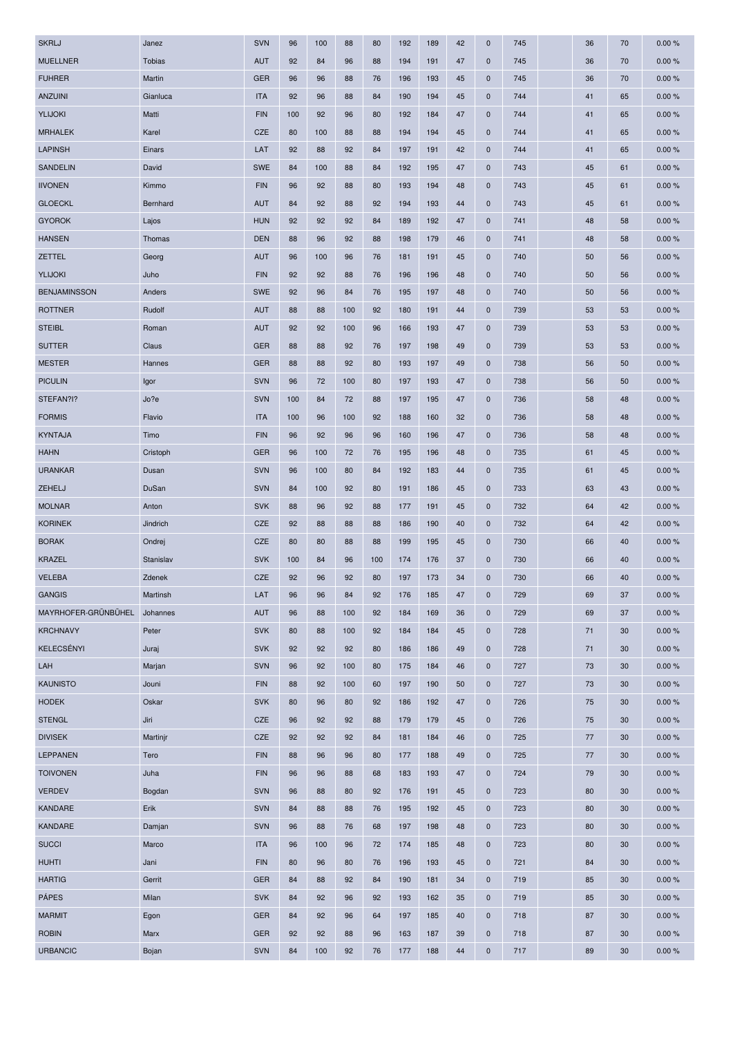| SKRLJ | Janez | SVN | 96 | 100 | 88 | 80 | 192 | 189 | 42 | 0 | 745 | | 36 | 70 | 0.00 % |
|---|---|---|---|---|---|---|---|---|---|---|---|---|---|---|---|
| MUELLNER | Tobias | AUT | 92 | 84 | 96 | 88 | 194 | 191 | 47 | 0 | 745 | | 36 | 70 | 0.00 % |
| FUHRER | Martin | GER | 96 | 96 | 88 | 76 | 196 | 193 | 45 | 0 | 745 | | 36 | 70 | 0.00 % |
| ANZUINI | Gianluca | ITA | 92 | 96 | 88 | 84 | 190 | 194 | 45 | 0 | 744 | | 41 | 65 | 0.00 % |
| YLIJOKI | Matti | FIN | 100 | 92 | 96 | 80 | 192 | 184 | 47 | 0 | 744 | | 41 | 65 | 0.00 % |
| MRHALEK | Karel | CZE | 80 | 100 | 88 | 88 | 194 | 194 | 45 | 0 | 744 | | 41 | 65 | 0.00 % |
| LAPINSH | Einars | LAT | 92 | 88 | 92 | 84 | 197 | 191 | 42 | 0 | 744 | | 41 | 65 | 0.00 % |
| SANDELIN | David | SWE | 84 | 100 | 88 | 84 | 192 | 195 | 47 | 0 | 743 | | 45 | 61 | 0.00 % |
| IIVONEN | Kimmo | FIN | 96 | 92 | 88 | 80 | 193 | 194 | 48 | 0 | 743 | | 45 | 61 | 0.00 % |
| GLOECKL | Bernhard | AUT | 84 | 92 | 88 | 92 | 194 | 193 | 44 | 0 | 743 | | 45 | 61 | 0.00 % |
| GYOROK | Lajos | HUN | 92 | 92 | 92 | 84 | 189 | 192 | 47 | 0 | 741 | | 48 | 58 | 0.00 % |
| HANSEN | Thomas | DEN | 88 | 96 | 92 | 88 | 198 | 179 | 46 | 0 | 741 | | 48 | 58 | 0.00 % |
| ZETTEL | Georg | AUT | 96 | 100 | 96 | 76 | 181 | 191 | 45 | 0 | 740 | | 50 | 56 | 0.00 % |
| YLIJOKI | Juho | FIN | 92 | 92 | 88 | 76 | 196 | 196 | 48 | 0 | 740 | | 50 | 56 | 0.00 % |
| BENJAMINSSON | Anders | SWE | 92 | 96 | 84 | 76 | 195 | 197 | 48 | 0 | 740 | | 50 | 56 | 0.00 % |
| ROTTNER | Rudolf | AUT | 88 | 88 | 100 | 92 | 180 | 191 | 44 | 0 | 739 | | 53 | 53 | 0.00 % |
| STEIBL | Roman | AUT | 92 | 92 | 100 | 96 | 166 | 193 | 47 | 0 | 739 | | 53 | 53 | 0.00 % |
| SUTTER | Claus | GER | 88 | 88 | 92 | 76 | 197 | 198 | 49 | 0 | 739 | | 53 | 53 | 0.00 % |
| MESTER | Hannes | GER | 88 | 88 | 92 | 80 | 193 | 197 | 49 | 0 | 738 | | 56 | 50 | 0.00 % |
| PICULIN | Igor | SVN | 96 | 72 | 100 | 80 | 197 | 193 | 47 | 0 | 738 | | 56 | 50 | 0.00 % |
| STEFAN?I? | Jo?e | SVN | 100 | 84 | 72 | 88 | 197 | 195 | 47 | 0 | 736 | | 58 | 48 | 0.00 % |
| FORMIS | Flavio | ITA | 100 | 96 | 100 | 92 | 188 | 160 | 32 | 0 | 736 | | 58 | 48 | 0.00 % |
| KYNTAJA | Timo | FIN | 96 | 92 | 96 | 96 | 160 | 196 | 47 | 0 | 736 | | 58 | 48 | 0.00 % |
| HAHN | Cristoph | GER | 96 | 100 | 72 | 76 | 195 | 196 | 48 | 0 | 735 | | 61 | 45 | 0.00 % |
| URANKAR | Dusan | SVN | 96 | 100 | 80 | 84 | 192 | 183 | 44 | 0 | 735 | | 61 | 45 | 0.00 % |
| ZEHELJ | DuSan | SVN | 84 | 100 | 92 | 80 | 191 | 186 | 45 | 0 | 733 | | 63 | 43 | 0.00 % |
| MOLNAR | Anton | SVK | 88 | 96 | 92 | 88 | 177 | 191 | 45 | 0 | 732 | | 64 | 42 | 0.00 % |
| KORINEK | Jindrich | CZE | 92 | 88 | 88 | 88 | 186 | 190 | 40 | 0 | 732 | | 64 | 42 | 0.00 % |
| BORAK | Ondrej | CZE | 80 | 80 | 88 | 88 | 199 | 195 | 45 | 0 | 730 | | 66 | 40 | 0.00 % |
| KRAZEL | Stanislav | SVK | 100 | 84 | 96 | 100 | 174 | 176 | 37 | 0 | 730 | | 66 | 40 | 0.00 % |
| VELEBA | Zdenek | CZE | 92 | 96 | 92 | 80 | 197 | 173 | 34 | 0 | 730 | | 66 | 40 | 0.00 % |
| GANGIS | Martinsh | LAT | 96 | 96 | 84 | 92 | 176 | 185 | 47 | 0 | 729 | | 69 | 37 | 0.00 % |
| MAYRHOFER-GRÜNBÜHEL | Johannes | AUT | 96 | 88 | 100 | 92 | 184 | 169 | 36 | 0 | 729 | | 69 | 37 | 0.00 % |
| KRCHNAVY | Peter | SVK | 80 | 88 | 100 | 92 | 184 | 184 | 45 | 0 | 728 | | 71 | 30 | 0.00 % |
| KELECSÉNYI | Juraj | SVK | 92 | 92 | 92 | 80 | 186 | 186 | 49 | 0 | 728 | | 71 | 30 | 0.00 % |
| LAH | Marjan | SVN | 96 | 92 | 100 | 80 | 175 | 184 | 46 | 0 | 727 | | 73 | 30 | 0.00 % |
| KAUNISTO | Jouni | FIN | 88 | 92 | 100 | 60 | 197 | 190 | 50 | 0 | 727 | | 73 | 30 | 0.00 % |
| HODEK | Oskar | SVK | 80 | 96 | 80 | 92 | 186 | 192 | 47 | 0 | 726 | | 75 | 30 | 0.00 % |
| STENGL | Jiri | CZE | 96 | 92 | 92 | 88 | 179 | 179 | 45 | 0 | 726 | | 75 | 30 | 0.00 % |
| DIVISEK | Martinjr | CZE | 92 | 92 | 92 | 84 | 181 | 184 | 46 | 0 | 725 | | 77 | 30 | 0.00 % |
| LEPPANEN | Tero | FIN | 88 | 96 | 96 | 80 | 177 | 188 | 49 | 0 | 725 | | 77 | 30 | 0.00 % |
| TOIVONEN | Juha | FIN | 96 | 96 | 88 | 68 | 183 | 193 | 47 | 0 | 724 | | 79 | 30 | 0.00 % |
| VERDEV | Bogdan | SVN | 96 | 88 | 80 | 92 | 176 | 191 | 45 | 0 | 723 | | 80 | 30 | 0.00 % |
| KANDARE | Erik | SVN | 84 | 88 | 88 | 76 | 195 | 192 | 45 | 0 | 723 | | 80 | 30 | 0.00 % |
| KANDARE | Damjan | SVN | 96 | 88 | 76 | 68 | 197 | 198 | 48 | 0 | 723 | | 80 | 30 | 0.00 % |
| SUCCI | Marco | ITA | 96 | 100 | 96 | 72 | 174 | 185 | 48 | 0 | 723 | | 80 | 30 | 0.00 % |
| HUHTI | Jani | FIN | 80 | 96 | 80 | 76 | 196 | 193 | 45 | 0 | 721 | | 84 | 30 | 0.00 % |
| HARTIG | Gerrit | GER | 84 | 88 | 92 | 84 | 190 | 181 | 34 | 0 | 719 | | 85 | 30 | 0.00 % |
| PÁPES | Milan | SVK | 84 | 92 | 96 | 92 | 193 | 162 | 35 | 0 | 719 | | 85 | 30 | 0.00 % |
| MARMIT | Egon | GER | 84 | 92 | 96 | 64 | 197 | 185 | 40 | 0 | 718 | | 87 | 30 | 0.00 % |
| ROBIN | Marx | GER | 92 | 92 | 88 | 96 | 163 | 187 | 39 | 0 | 718 | | 87 | 30 | 0.00 % |
| URBANCIC | Bojan | SVN | 84 | 100 | 92 | 76 | 177 | 188 | 44 | 0 | 717 | | 89 | 30 | 0.00 % |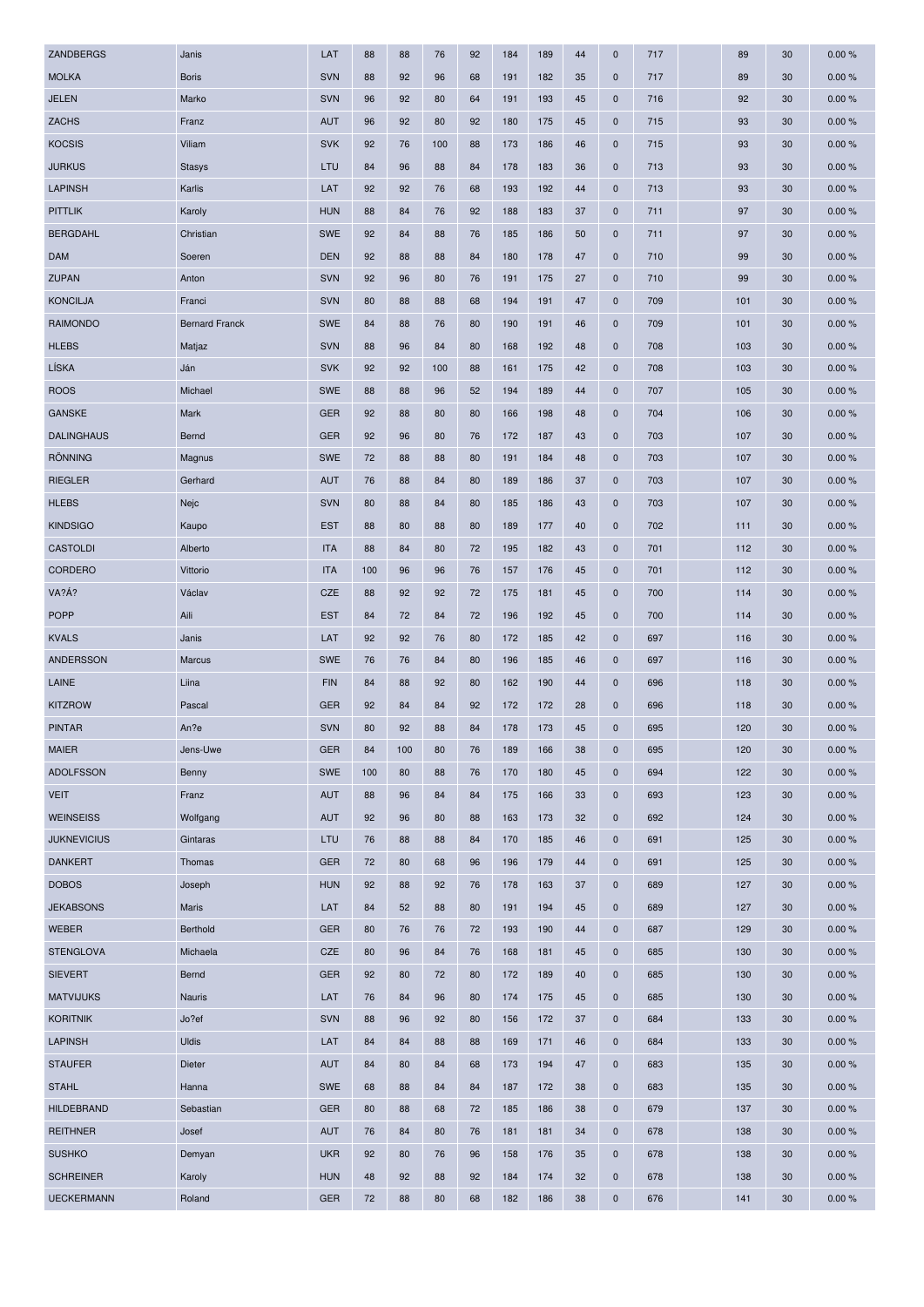| ZANDBERGS | Janis | LAT | 88 | 88 | 76 | 92 | 184 | 189 | 44 | 0 | 717 | | 89 | 30 | 0.00 % |
|---|---|---|---|---|---|---|---|---|---|---|---|---|---|---|---|
| MOLKA | Boris | SVN | 88 | 92 | 96 | 68 | 191 | 182 | 35 | 0 | 717 | | 89 | 30 | 0.00 % |
| JELEN | Marko | SVN | 96 | 92 | 80 | 64 | 191 | 193 | 45 | 0 | 716 | | 92 | 30 | 0.00 % |
| ZACHS | Franz | AUT | 96 | 92 | 80 | 92 | 180 | 175 | 45 | 0 | 715 | | 93 | 30 | 0.00 % |
| KOCSIS | Viliam | SVK | 92 | 76 | 100 | 88 | 173 | 186 | 46 | 0 | 715 | | 93 | 30 | 0.00 % |
| JURKUS | Stasys | LTU | 84 | 96 | 88 | 84 | 178 | 183 | 36 | 0 | 713 | | 93 | 30 | 0.00 % |
| LAPINSH | Karlis | LAT | 92 | 92 | 76 | 68 | 193 | 192 | 44 | 0 | 713 | | 93 | 30 | 0.00 % |
| PITTLIK | Karoly | HUN | 88 | 84 | 76 | 92 | 188 | 183 | 37 | 0 | 711 | | 97 | 30 | 0.00 % |
| BERGDAHL | Christian | SWE | 92 | 84 | 88 | 76 | 185 | 186 | 50 | 0 | 711 | | 97 | 30 | 0.00 % |
| DAM | Soeren | DEN | 92 | 88 | 88 | 84 | 180 | 178 | 47 | 0 | 710 | | 99 | 30 | 0.00 % |
| ZUPAN | Anton | SVN | 92 | 96 | 80 | 76 | 191 | 175 | 27 | 0 | 710 | | 99 | 30 | 0.00 % |
| KONCILJA | Franci | SVN | 80 | 88 | 88 | 68 | 194 | 191 | 47 | 0 | 709 | | 101 | 30 | 0.00 % |
| RAIMONDO | Bernard Franck | SWE | 84 | 88 | 76 | 80 | 190 | 191 | 46 | 0 | 709 | | 101 | 30 | 0.00 % |
| HLEBS | Matjaz | SVN | 88 | 96 | 84 | 80 | 168 | 192 | 48 | 0 | 708 | | 103 | 30 | 0.00 % |
| LÍSKA | Ján | SVK | 92 | 92 | 100 | 88 | 161 | 175 | 42 | 0 | 708 | | 103 | 30 | 0.00 % |
| ROOS | Michael | SWE | 88 | 88 | 96 | 52 | 194 | 189 | 44 | 0 | 707 | | 105 | 30 | 0.00 % |
| GANSKE | Mark | GER | 92 | 88 | 80 | 80 | 166 | 198 | 48 | 0 | 704 | | 106 | 30 | 0.00 % |
| DALINGHAUS | Bernd | GER | 92 | 96 | 80 | 76 | 172 | 187 | 43 | 0 | 703 | | 107 | 30 | 0.00 % |
| RÖNNING | Magnus | SWE | 72 | 88 | 88 | 80 | 191 | 184 | 48 | 0 | 703 | | 107 | 30 | 0.00 % |
| RIEGLER | Gerhard | AUT | 76 | 88 | 84 | 80 | 189 | 186 | 37 | 0 | 703 | | 107 | 30 | 0.00 % |
| HLEBS | Nejc | SVN | 80 | 88 | 84 | 80 | 185 | 186 | 43 | 0 | 703 | | 107 | 30 | 0.00 % |
| KINDSIGO | Kaupo | EST | 88 | 80 | 88 | 80 | 189 | 177 | 40 | 0 | 702 | | 111 | 30 | 0.00 % |
| CASTOLDI | Alberto | ITA | 88 | 84 | 80 | 72 | 195 | 182 | 43 | 0 | 701 | | 112 | 30 | 0.00 % |
| CORDERO | Vittorio | ITA | 100 | 96 | 96 | 76 | 157 | 176 | 45 | 0 | 701 | | 112 | 30 | 0.00 % |
| VA?Á? | Václav | CZE | 88 | 92 | 92 | 72 | 175 | 181 | 45 | 0 | 700 | | 114 | 30 | 0.00 % |
| POPP | Aili | EST | 84 | 72 | 84 | 72 | 196 | 192 | 45 | 0 | 700 | | 114 | 30 | 0.00 % |
| KVALS | Janis | LAT | 92 | 92 | 76 | 80 | 172 | 185 | 42 | 0 | 697 | | 116 | 30 | 0.00 % |
| ANDERSSON | Marcus | SWE | 76 | 76 | 84 | 80 | 196 | 185 | 46 | 0 | 697 | | 116 | 30 | 0.00 % |
| LAINE | Liina | FIN | 84 | 88 | 92 | 80 | 162 | 190 | 44 | 0 | 696 | | 118 | 30 | 0.00 % |
| KITZROW | Pascal | GER | 92 | 84 | 84 | 92 | 172 | 172 | 28 | 0 | 696 | | 118 | 30 | 0.00 % |
| PINTAR | An?e | SVN | 80 | 92 | 88 | 84 | 178 | 173 | 45 | 0 | 695 | | 120 | 30 | 0.00 % |
| MAIER | Jens-Uwe | GER | 84 | 100 | 80 | 76 | 189 | 166 | 38 | 0 | 695 | | 120 | 30 | 0.00 % |
| ADOLFSSON | Benny | SWE | 100 | 80 | 88 | 76 | 170 | 180 | 45 | 0 | 694 | | 122 | 30 | 0.00 % |
| VEIT | Franz | AUT | 88 | 96 | 84 | 84 | 175 | 166 | 33 | 0 | 693 | | 123 | 30 | 0.00 % |
| WEINSEISS | Wolfgang | AUT | 92 | 96 | 80 | 88 | 163 | 173 | 32 | 0 | 692 | | 124 | 30 | 0.00 % |
| JUKNEVICIUS | Gintaras | LTU | 76 | 88 | 88 | 84 | 170 | 185 | 46 | 0 | 691 | | 125 | 30 | 0.00 % |
| DANKERT | Thomas | GER | 72 | 80 | 68 | 96 | 196 | 179 | 44 | 0 | 691 | | 125 | 30 | 0.00 % |
| DOBOS | Joseph | HUN | 92 | 88 | 92 | 76 | 178 | 163 | 37 | 0 | 689 | | 127 | 30 | 0.00 % |
| JEKABSONS | Maris | LAT | 84 | 52 | 88 | 80 | 191 | 194 | 45 | 0 | 689 | | 127 | 30 | 0.00 % |
| WEBER | Berthold | GER | 80 | 76 | 76 | 72 | 193 | 190 | 44 | 0 | 687 | | 129 | 30 | 0.00 % |
| STENGLOVA | Michaela | CZE | 80 | 96 | 84 | 76 | 168 | 181 | 45 | 0 | 685 | | 130 | 30 | 0.00 % |
| SIEVERT | Bernd | GER | 92 | 80 | 72 | 80 | 172 | 189 | 40 | 0 | 685 | | 130 | 30 | 0.00 % |
| MATVIJUKS | Nauris | LAT | 76 | 84 | 96 | 80 | 174 | 175 | 45 | 0 | 685 | | 130 | 30 | 0.00 % |
| KORITNIK | Jo?ef | SVN | 88 | 96 | 92 | 80 | 156 | 172 | 37 | 0 | 684 | | 133 | 30 | 0.00 % |
| LAPINSH | Uldis | LAT | 84 | 84 | 88 | 88 | 169 | 171 | 46 | 0 | 684 | | 133 | 30 | 0.00 % |
| STAUFER | Dieter | AUT | 84 | 80 | 84 | 68 | 173 | 194 | 47 | 0 | 683 | | 135 | 30 | 0.00 % |
| STAHL | Hanna | SWE | 68 | 88 | 84 | 84 | 187 | 172 | 38 | 0 | 683 | | 135 | 30 | 0.00 % |
| HILDEBRAND | Sebastian | GER | 80 | 88 | 68 | 72 | 185 | 186 | 38 | 0 | 679 | | 137 | 30 | 0.00 % |
| REITHNER | Josef | AUT | 76 | 84 | 80 | 76 | 181 | 181 | 34 | 0 | 678 | | 138 | 30 | 0.00 % |
| SUSHKO | Demyan | UKR | 92 | 80 | 76 | 96 | 158 | 176 | 35 | 0 | 678 | | 138 | 30 | 0.00 % |
| SCHREINER | Karoly | HUN | 48 | 92 | 88 | 92 | 184 | 174 | 32 | 0 | 678 | | 138 | 30 | 0.00 % |
| UECKERMANN | Roland | GER | 72 | 88 | 80 | 68 | 182 | 186 | 38 | 0 | 676 | | 141 | 30 | 0.00 % |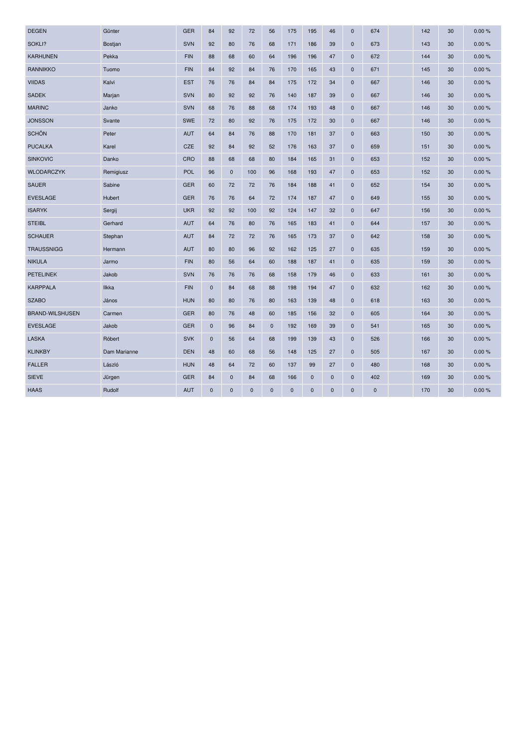| DEGEN | Günter | GER | 84 | 92 | 72 | 56 | 175 | 195 | 46 | 0 | 674 | | 142 | 30 | 0.00 % |
|---|---|---|---|---|---|---|---|---|---|---|---|---|---|---|---|
| SOKLI? | Bostjan | SVN | 92 | 80 | 76 | 68 | 171 | 186 | 39 | 0 | 673 | | 143 | 30 | 0.00 % |
| KARHUNEN | Pekka | FIN | 88 | 68 | 60 | 64 | 196 | 196 | 47 | 0 | 672 | | 144 | 30 | 0.00 % |
| RANNIKKO | Tuomo | FIN | 84 | 92 | 84 | 76 | 170 | 165 | 43 | 0 | 671 | | 145 | 30 | 0.00 % |
| VIIDAS | Kalvi | EST | 76 | 76 | 84 | 84 | 175 | 172 | 34 | 0 | 667 | | 146 | 30 | 0.00 % |
| SADEK | Marjan | SVN | 80 | 92 | 92 | 76 | 140 | 187 | 39 | 0 | 667 | | 146 | 30 | 0.00 % |
| MARINC | Janko | SVN | 68 | 76 | 88 | 68 | 174 | 193 | 48 | 0 | 667 | | 146 | 30 | 0.00 % |
| JONSSON | Svante | SWE | 72 | 80 | 92 | 76 | 175 | 172 | 30 | 0 | 667 | | 146 | 30 | 0.00 % |
| SCHÖN | Peter | AUT | 64 | 84 | 76 | 88 | 170 | 181 | 37 | 0 | 663 | | 150 | 30 | 0.00 % |
| PUCALKA | Karel | CZE | 92 | 84 | 92 | 52 | 176 | 163 | 37 | 0 | 659 | | 151 | 30 | 0.00 % |
| SINKOVIC | Danko | CRO | 88 | 68 | 68 | 80 | 184 | 165 | 31 | 0 | 653 | | 152 | 30 | 0.00 % |
| WLODARCZYK | Remigiusz | POL | 96 | 0 | 100 | 96 | 168 | 193 | 47 | 0 | 653 | | 152 | 30 | 0.00 % |
| SAUER | Sabine | GER | 60 | 72 | 72 | 76 | 184 | 188 | 41 | 0 | 652 | | 154 | 30 | 0.00 % |
| EVESLAGE | Hubert | GER | 76 | 76 | 64 | 72 | 174 | 187 | 47 | 0 | 649 | | 155 | 30 | 0.00 % |
| ISARYK | Sergij | UKR | 92 | 92 | 100 | 92 | 124 | 147 | 32 | 0 | 647 | | 156 | 30 | 0.00 % |
| STEIBL | Gerhard | AUT | 64 | 76 | 80 | 76 | 165 | 183 | 41 | 0 | 644 | | 157 | 30 | 0.00 % |
| SCHAUER | Stephan | AUT | 84 | 72 | 72 | 76 | 165 | 173 | 37 | 0 | 642 | | 158 | 30 | 0.00 % |
| TRAUSSNIGG | Hermann | AUT | 80 | 80 | 96 | 92 | 162 | 125 | 27 | 0 | 635 | | 159 | 30 | 0.00 % |
| NIKULA | Jarmo | FIN | 80 | 56 | 64 | 60 | 188 | 187 | 41 | 0 | 635 | | 159 | 30 | 0.00 % |
| PETELINEK | Jakob | SVN | 76 | 76 | 76 | 68 | 158 | 179 | 46 | 0 | 633 | | 161 | 30 | 0.00 % |
| KARPPALA | Ilkka | FIN | 0 | 84 | 68 | 88 | 198 | 194 | 47 | 0 | 632 | | 162 | 30 | 0.00 % |
| SZABO | János | HUN | 80 | 80 | 76 | 80 | 163 | 139 | 48 | 0 | 618 | | 163 | 30 | 0.00 % |
| BRAND-WILSHUSEN | Carmen | GER | 80 | 76 | 48 | 60 | 185 | 156 | 32 | 0 | 605 | | 164 | 30 | 0.00 % |
| EVESLAGE | Jakob | GER | 0 | 96 | 84 | 0 | 192 | 169 | 39 | 0 | 541 | | 165 | 30 | 0.00 % |
| LASKA | Róbert | SVK | 0 | 56 | 64 | 68 | 199 | 139 | 43 | 0 | 526 | | 166 | 30 | 0.00 % |
| KLINKBY | Dam Marianne | DEN | 48 | 60 | 68 | 56 | 148 | 125 | 27 | 0 | 505 | | 167 | 30 | 0.00 % |
| FALLER | László | HUN | 48 | 64 | 72 | 60 | 137 | 99 | 27 | 0 | 480 | | 168 | 30 | 0.00 % |
| SIEVE | Jürgen | GER | 84 | 0 | 84 | 68 | 166 | 0 | 0 | 0 | 402 | | 169 | 30 | 0.00 % |
| HAAS | Rudolf | AUT | 0 | 0 | 0 | 0 | 0 | 0 | 0 | 0 | 0 | | 170 | 30 | 0.00 % |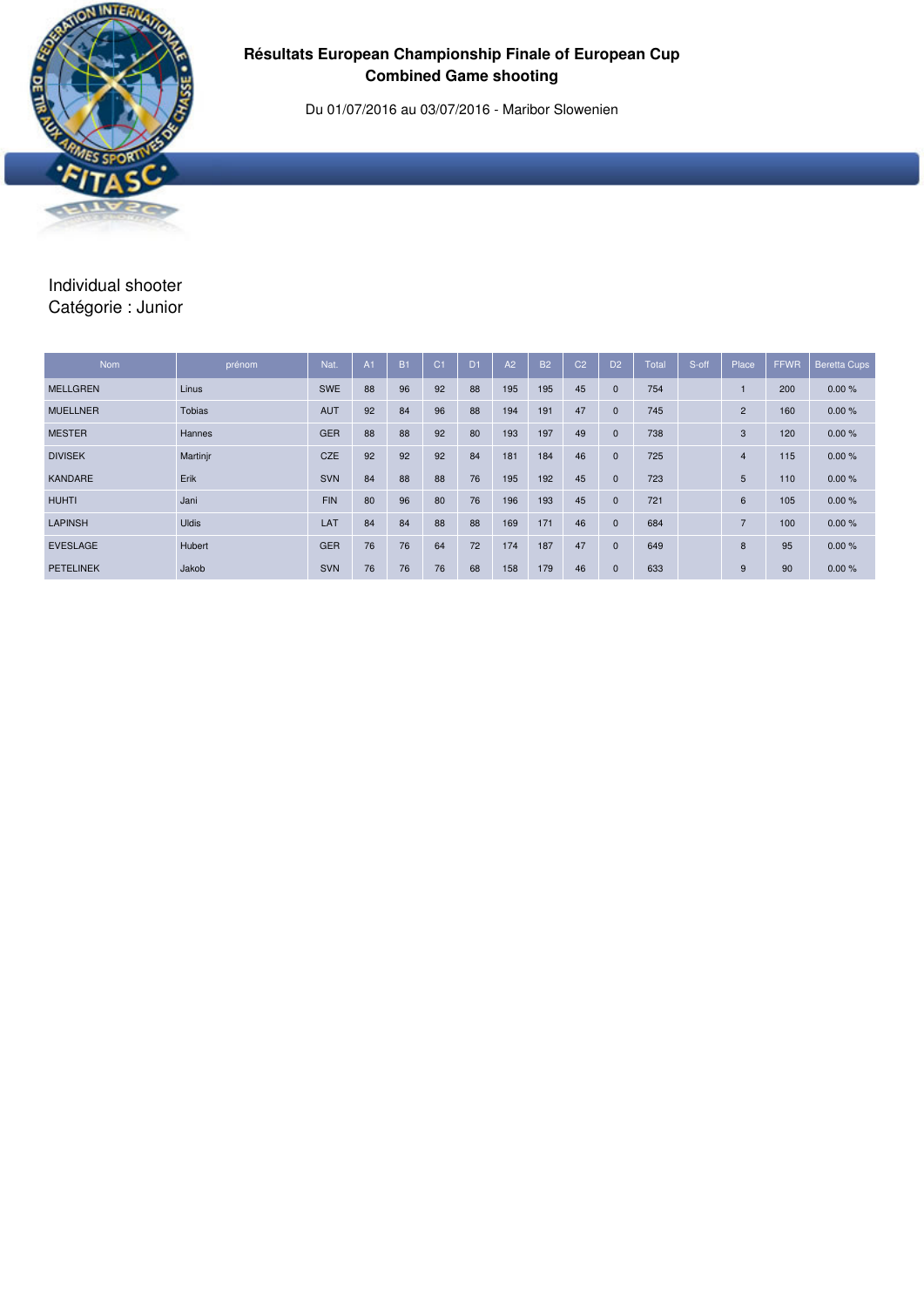# Résultats European Championship Finale of European Cup Combined Game shooting

Du 01/07/2016 au 03/07/2016 - Maribor Slowenien

Individual shooter
Catégorie : Junior

| Nom | prénom | Nat. | A1 | B1 | C1 | D1 | A2 | B2 | C2 | D2 | Total | S-off | Place | FFWR | Beretta Cups |
|---|---|---|---|---|---|---|---|---|---|---|---|---|---|---|---|
| MELLGREN | Linus | SWE | 88 | 96 | 92 | 88 | 195 | 195 | 45 | 0 | 754 | | 1 | 200 | 0.00 % |
| MUELLNER | Tobias | AUT | 92 | 84 | 96 | 88 | 194 | 191 | 47 | 0 | 745 | | 2 | 160 | 0.00 % |
| MESTER | Hannes | GER | 88 | 88 | 92 | 80 | 193 | 197 | 49 | 0 | 738 | | 3 | 120 | 0.00 % |
| DIVISEK | Martinjr | CZE | 92 | 92 | 92 | 84 | 181 | 184 | 46 | 0 | 725 | | 4 | 115 | 0.00 % |
| KANDARE | Erik | SVN | 84 | 88 | 88 | 76 | 195 | 192 | 45 | 0 | 723 | | 5 | 110 | 0.00 % |
| HUHTI | Jani | FIN | 80 | 96 | 80 | 76 | 196 | 193 | 45 | 0 | 721 | | 6 | 105 | 0.00 % |
| LAPINSH | Uldis | LAT | 84 | 84 | 88 | 88 | 169 | 171 | 46 | 0 | 684 | | 7 | 100 | 0.00 % |
| EVESLAGE | Hubert | GER | 76 | 76 | 64 | 72 | 174 | 187 | 47 | 0 | 649 | | 8 | 95 | 0.00 % |
| PETELINEK | Jakob | SVN | 76 | 76 | 76 | 68 | 158 | 179 | 46 | 0 | 633 | | 9 | 90 | 0.00 % |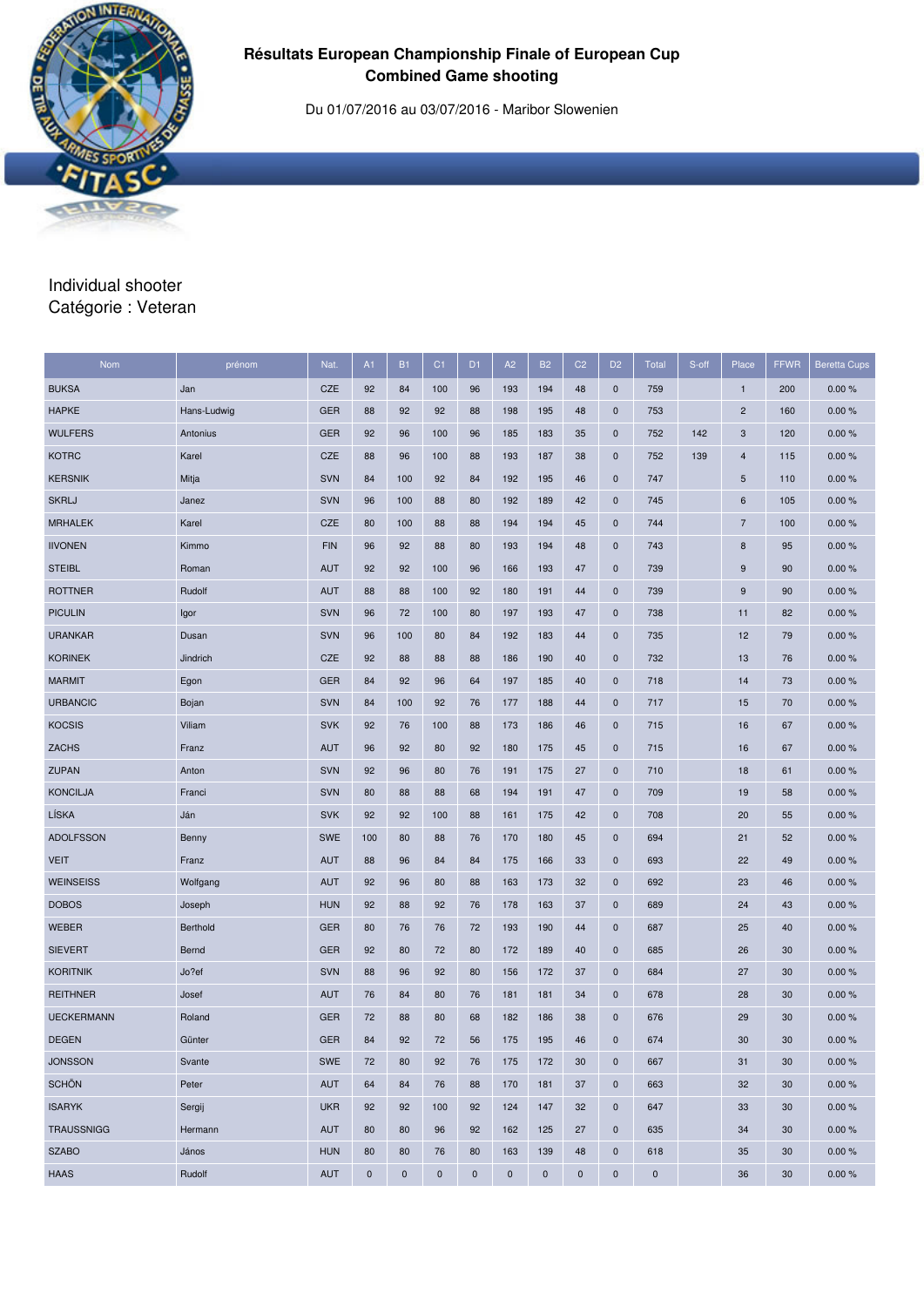# Résultats European Championship Finale of European Cup
## Combined Game shooting

Du 01/07/2016 au 03/07/2016 - Maribor Slowenien

Individual shooter
Catégorie : Veteran

| Nom | prénom | Nat. | A1 | B1 | C1 | D1 | A2 | B2 | C2 | D2 | Total | S-off | Place | FFWR | Beretta Cups |
|---|---|---|---|---|---|---|---|---|---|---|---|---|---|---|---|
| BUKSA | Jan | CZE | 92 | 84 | 100 | 96 | 193 | 194 | 48 | 0 | 759 | | 1 | 200 | 0.00 % |
| HAPKE | Hans-Ludwig | GER | 88 | 92 | 92 | 88 | 198 | 195 | 48 | 0 | 753 | | 2 | 160 | 0.00 % |
| WULFERS | Antonius | GER | 92 | 96 | 100 | 96 | 185 | 183 | 35 | 0 | 752 | 142 | 3 | 120 | 0.00 % |
| KOTRC | Karel | CZE | 88 | 96 | 100 | 88 | 193 | 187 | 38 | 0 | 752 | 139 | 4 | 115 | 0.00 % |
| KERSNIK | Mitja | SVN | 84 | 100 | 92 | 84 | 192 | 195 | 46 | 0 | 747 | | 5 | 110 | 0.00 % |
| SKRLJ | Janez | SVN | 96 | 100 | 88 | 80 | 192 | 189 | 42 | 0 | 745 | | 6 | 105 | 0.00 % |
| MRHALEK | Karel | CZE | 80 | 100 | 88 | 88 | 194 | 194 | 45 | 0 | 744 | | 7 | 100 | 0.00 % |
| IIVONEN | Kimmo | FIN | 96 | 92 | 88 | 80 | 193 | 194 | 48 | 0 | 743 | | 8 | 95 | 0.00 % |
| STEIBL | Roman | AUT | 92 | 92 | 100 | 96 | 166 | 193 | 47 | 0 | 739 | | 9 | 90 | 0.00 % |
| ROTTNER | Rudolf | AUT | 88 | 88 | 100 | 92 | 180 | 191 | 44 | 0 | 739 | | 9 | 90 | 0.00 % |
| PICULIN | Igor | SVN | 96 | 72 | 100 | 80 | 197 | 193 | 47 | 0 | 738 | | 11 | 82 | 0.00 % |
| URANKAR | Dusan | SVN | 96 | 100 | 80 | 84 | 192 | 183 | 44 | 0 | 735 | | 12 | 79 | 0.00 % |
| KORINEK | Jindrich | CZE | 92 | 88 | 88 | 88 | 186 | 190 | 40 | 0 | 732 | | 13 | 76 | 0.00 % |
| MARMIT | Egon | GER | 84 | 92 | 96 | 64 | 197 | 185 | 40 | 0 | 718 | | 14 | 73 | 0.00 % |
| URBANCIC | Bojan | SVN | 84 | 100 | 92 | 76 | 177 | 188 | 44 | 0 | 717 | | 15 | 70 | 0.00 % |
| KOCSIS | Viliam | SVK | 92 | 76 | 100 | 88 | 173 | 186 | 46 | 0 | 715 | | 16 | 67 | 0.00 % |
| ZACHS | Franz | AUT | 96 | 92 | 80 | 92 | 180 | 175 | 45 | 0 | 715 | | 16 | 67 | 0.00 % |
| ZUPAN | Anton | SVN | 92 | 96 | 80 | 76 | 191 | 175 | 27 | 0 | 710 | | 18 | 61 | 0.00 % |
| KONCILJA | Franci | SVN | 80 | 88 | 88 | 68 | 194 | 191 | 47 | 0 | 709 | | 19 | 58 | 0.00 % |
| LÍSKA | Ján | SVK | 92 | 92 | 100 | 88 | 161 | 175 | 42 | 0 | 708 | | 20 | 55 | 0.00 % |
| ADOLFSSON | Benny | SWE | 100 | 80 | 88 | 76 | 170 | 180 | 45 | 0 | 694 | | 21 | 52 | 0.00 % |
| VEIT | Franz | AUT | 88 | 96 | 84 | 84 | 175 | 166 | 33 | 0 | 693 | | 22 | 49 | 0.00 % |
| WEINSEISS | Wolfgang | AUT | 92 | 96 | 80 | 88 | 163 | 173 | 32 | 0 | 692 | | 23 | 46 | 0.00 % |
| DOBOS | Joseph | HUN | 92 | 88 | 92 | 76 | 178 | 163 | 37 | 0 | 689 | | 24 | 43 | 0.00 % |
| WEBER | Berthold | GER | 80 | 76 | 76 | 72 | 193 | 190 | 44 | 0 | 687 | | 25 | 40 | 0.00 % |
| SIEVERT | Bernd | GER | 92 | 80 | 72 | 80 | 172 | 189 | 40 | 0 | 685 | | 26 | 30 | 0.00 % |
| KORITNIK | Jo?ef | SVN | 88 | 96 | 92 | 80 | 156 | 172 | 37 | 0 | 684 | | 27 | 30 | 0.00 % |
| REITHNER | Josef | AUT | 76 | 84 | 80 | 76 | 181 | 181 | 34 | 0 | 678 | | 28 | 30 | 0.00 % |
| UECKERMANN | Roland | GER | 72 | 88 | 80 | 68 | 182 | 186 | 38 | 0 | 676 | | 29 | 30 | 0.00 % |
| DEGEN | Günter | GER | 84 | 92 | 72 | 56 | 175 | 195 | 46 | 0 | 674 | | 30 | 30 | 0.00 % |
| JONSSON | Svante | SWE | 72 | 80 | 92 | 76 | 175 | 172 | 30 | 0 | 667 | | 31 | 30 | 0.00 % |
| SCHÖN | Peter | AUT | 64 | 84 | 76 | 88 | 170 | 181 | 37 | 0 | 663 | | 32 | 30 | 0.00 % |
| ISARYK | Sergij | UKR | 92 | 92 | 100 | 92 | 124 | 147 | 32 | 0 | 647 | | 33 | 30 | 0.00 % |
| TRAUSSNIGG | Hermann | AUT | 80 | 80 | 96 | 92 | 162 | 125 | 27 | 0 | 635 | | 34 | 30 | 0.00 % |
| SZABO | János | HUN | 80 | 80 | 76 | 80 | 163 | 139 | 48 | 0 | 618 | | 35 | 30 | 0.00 % |
| HAAS | Rudolf | AUT | 0 | 0 | 0 | 0 | 0 | 0 | 0 | 0 | 0 | | 36 | 30 | 0.00 % |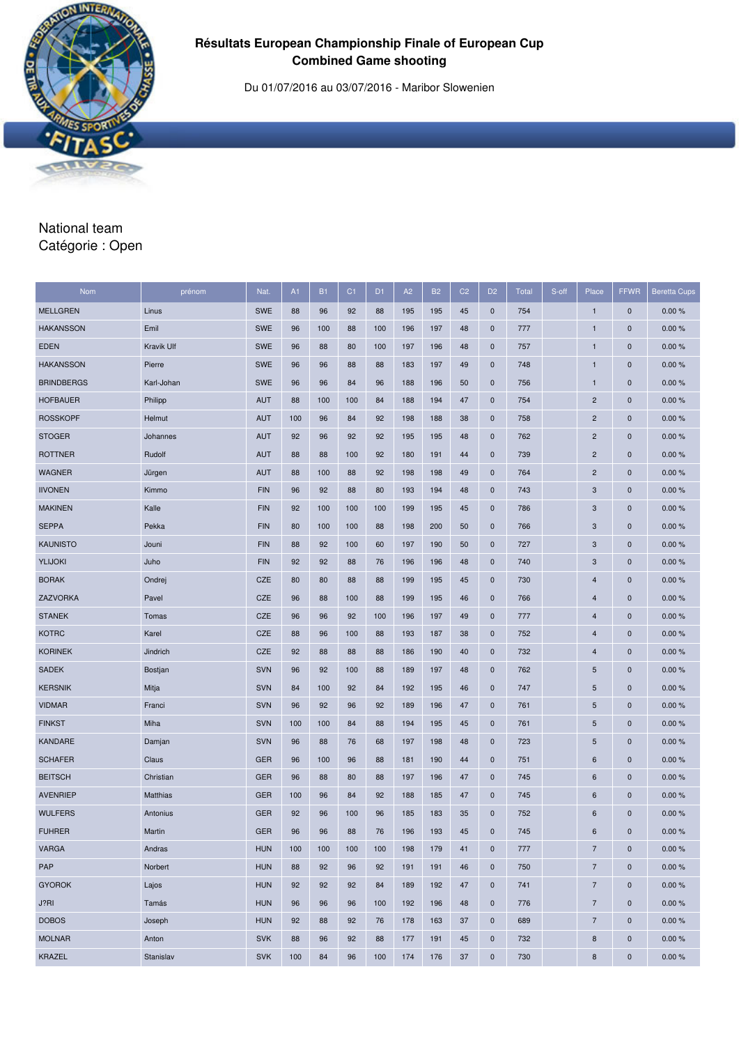# Résultats European Championship Finale of European Cup
## Combined Game shooting

Du 01/07/2016 au 03/07/2016 - Maribor Slowenien

National team
Catégorie : Open

| Nom | prénom | Nat. | A1 | B1 | C1 | D1 | A2 | B2 | C2 | D2 | Total | S-off | Place | FFWR | Beretta Cups |
|---|---|---|---|---|---|---|---|---|---|---|---|---|---|---|---|
| MELLGREN | Linus | SWE | 88 | 96 | 92 | 88 | 195 | 195 | 45 | 0 | 754 | | 1 | 0 | 0.00 % |
| HAKANSSON | Emil | SWE | 96 | 100 | 88 | 100 | 196 | 197 | 48 | 0 | 777 | | 1 | 0 | 0.00 % |
| EDEN | Kravik Ulf | SWE | 96 | 88 | 80 | 100 | 197 | 196 | 48 | 0 | 757 | | 1 | 0 | 0.00 % |
| HAKANSSON | Pierre | SWE | 96 | 96 | 88 | 88 | 183 | 197 | 49 | 0 | 748 | | 1 | 0 | 0.00 % |
| BRINDBERGS | Karl-Johan | SWE | 96 | 96 | 84 | 96 | 188 | 196 | 50 | 0 | 756 | | 1 | 0 | 0.00 % |
| HOFBAUER | Philipp | AUT | 88 | 100 | 100 | 84 | 188 | 194 | 47 | 0 | 754 | | 2 | 0 | 0.00 % |
| ROSSKOPF | Helmut | AUT | 100 | 96 | 84 | 92 | 198 | 188 | 38 | 0 | 758 | | 2 | 0 | 0.00 % |
| STOGER | Johannes | AUT | 92 | 96 | 92 | 92 | 195 | 195 | 48 | 0 | 762 | | 2 | 0 | 0.00 % |
| ROTTNER | Rudolf | AUT | 88 | 88 | 100 | 92 | 180 | 191 | 44 | 0 | 739 | | 2 | 0 | 0.00 % |
| WAGNER | Jürgen | AUT | 88 | 100 | 88 | 92 | 198 | 198 | 49 | 0 | 764 | | 2 | 0 | 0.00 % |
| IIVONEN | Kimmo | FIN | 96 | 92 | 88 | 80 | 193 | 194 | 48 | 0 | 743 | | 3 | 0 | 0.00 % |
| MAKINEN | Kalle | FIN | 92 | 100 | 100 | 100 | 199 | 195 | 45 | 0 | 786 | | 3 | 0 | 0.00 % |
| SEPPA | Pekka | FIN | 80 | 100 | 100 | 88 | 198 | 200 | 50 | 0 | 766 | | 3 | 0 | 0.00 % |
| KAUNISTO | Jouni | FIN | 88 | 92 | 100 | 60 | 197 | 190 | 50 | 0 | 727 | | 3 | 0 | 0.00 % |
| YLIJOKI | Juho | FIN | 92 | 92 | 88 | 76 | 196 | 196 | 48 | 0 | 740 | | 3 | 0 | 0.00 % |
| BORAK | Ondrej | CZE | 80 | 80 | 88 | 88 | 199 | 195 | 45 | 0 | 730 | | 4 | 0 | 0.00 % |
| ZAZVORKA | Pavel | CZE | 96 | 88 | 100 | 88 | 199 | 195 | 46 | 0 | 766 | | 4 | 0 | 0.00 % |
| STANEK | Tomas | CZE | 96 | 96 | 92 | 100 | 196 | 197 | 49 | 0 | 777 | | 4 | 0 | 0.00 % |
| KOTRC | Karel | CZE | 88 | 96 | 100 | 88 | 193 | 187 | 38 | 0 | 752 | | 4 | 0 | 0.00 % |
| KORINEK | Jindrich | CZE | 92 | 88 | 88 | 88 | 186 | 190 | 40 | 0 | 732 | | 4 | 0 | 0.00 % |
| SADEK | Bostjan | SVN | 96 | 92 | 100 | 88 | 189 | 197 | 48 | 0 | 762 | | 5 | 0 | 0.00 % |
| KERSNIK | Mitja | SVN | 84 | 100 | 92 | 84 | 192 | 195 | 46 | 0 | 747 | | 5 | 0 | 0.00 % |
| VIDMAR | Franci | SVN | 96 | 92 | 96 | 92 | 189 | 196 | 47 | 0 | 761 | | 5 | 0 | 0.00 % |
| FINKST | Miha | SVN | 100 | 100 | 84 | 88 | 194 | 195 | 45 | 0 | 761 | | 5 | 0 | 0.00 % |
| KANDARE | Damjan | SVN | 96 | 88 | 76 | 68 | 197 | 198 | 48 | 0 | 723 | | 5 | 0 | 0.00 % |
| SCHAFER | Claus | GER | 96 | 100 | 96 | 88 | 181 | 190 | 44 | 0 | 751 | | 6 | 0 | 0.00 % |
| BEITSCH | Christian | GER | 96 | 88 | 80 | 88 | 197 | 196 | 47 | 0 | 745 | | 6 | 0 | 0.00 % |
| AVENRIEP | Matthias | GER | 100 | 96 | 84 | 92 | 188 | 185 | 47 | 0 | 745 | | 6 | 0 | 0.00 % |
| WULFERS | Antonius | GER | 92 | 96 | 100 | 96 | 185 | 183 | 35 | 0 | 752 | | 6 | 0 | 0.00 % |
| FUHRER | Martin | GER | 96 | 96 | 88 | 76 | 196 | 193 | 45 | 0 | 745 | | 6 | 0 | 0.00 % |
| VARGA | Andras | HUN | 100 | 100 | 100 | 100 | 198 | 179 | 41 | 0 | 777 | | 7 | 0 | 0.00 % |
| PAP | Norbert | HUN | 88 | 92 | 96 | 92 | 191 | 191 | 46 | 0 | 750 | | 7 | 0 | 0.00 % |
| GYOROK | Lajos | HUN | 92 | 92 | 92 | 84 | 189 | 192 | 47 | 0 | 741 | | 7 | 0 | 0.00 % |
| J?RI | Tamás | HUN | 96 | 96 | 96 | 100 | 192 | 196 | 48 | 0 | 776 | | 7 | 0 | 0.00 % |
| DOBOS | Joseph | HUN | 92 | 88 | 92 | 76 | 178 | 163 | 37 | 0 | 689 | | 7 | 0 | 0.00 % |
| MOLNAR | Anton | SVK | 88 | 96 | 92 | 88 | 177 | 191 | 45 | 0 | 732 | | 8 | 0 | 0.00 % |
| KRAZEL | Stanislav | SVK | 100 | 84 | 96 | 100 | 174 | 176 | 37 | 0 | 730 | | 8 | 0 | 0.00 % |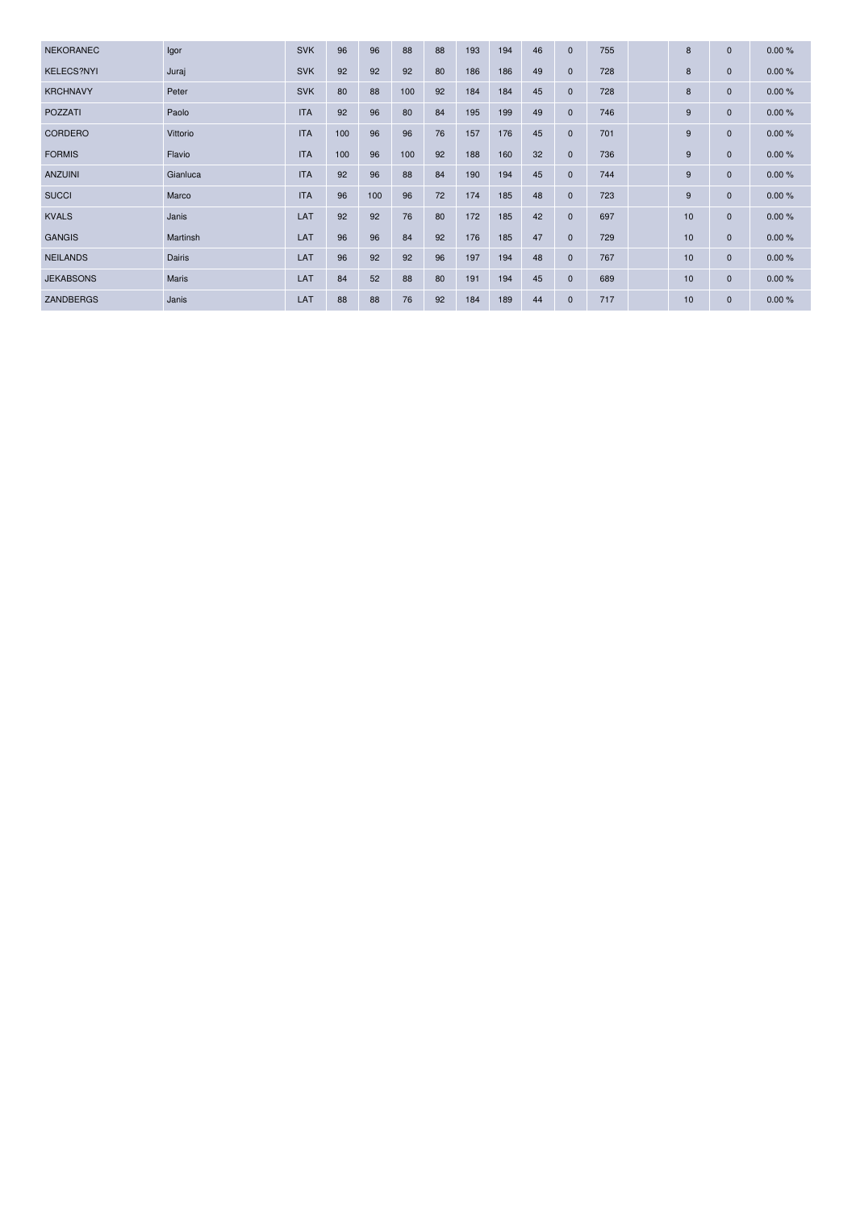| | | | | | | | | | | | | | | | |
|---|---|---|---|---|---|---|---|---|---|---|---|---|---|---|---|
| NEKORANEC | Igor | SVK | 96 | 96 | 88 | 88 | 193 | 194 | 46 | 0 | 755 | | 8 | 0 | 0.00 % |
| KELECS?NYI | Juraj | SVK | 92 | 92 | 92 | 80 | 186 | 186 | 49 | 0 | 728 | | 8 | 0 | 0.00 % |
| KRCHNAVY | Peter | SVK | 80 | 88 | 100 | 92 | 184 | 184 | 45 | 0 | 728 | | 8 | 0 | 0.00 % |
| POZZATI | Paolo | ITA | 92 | 96 | 80 | 84 | 195 | 199 | 49 | 0 | 746 | | 9 | 0 | 0.00 % |
| CORDERO | Vittorio | ITA | 100 | 96 | 96 | 76 | 157 | 176 | 45 | 0 | 701 | | 9 | 0 | 0.00 % |
| FORMIS | Flavio | ITA | 100 | 96 | 100 | 92 | 188 | 160 | 32 | 0 | 736 | | 9 | 0 | 0.00 % |
| ANZUINI | Gianluca | ITA | 92 | 96 | 88 | 84 | 190 | 194 | 45 | 0 | 744 | | 9 | 0 | 0.00 % |
| SUCCI | Marco | ITA | 96 | 100 | 96 | 72 | 174 | 185 | 48 | 0 | 723 | | 9 | 0 | 0.00 % |
| KVALS | Janis | LAT | 92 | 92 | 76 | 80 | 172 | 185 | 42 | 0 | 697 | | 10 | 0 | 0.00 % |
| GANGIS | Martinsh | LAT | 96 | 96 | 84 | 92 | 176 | 185 | 47 | 0 | 729 | | 10 | 0 | 0.00 % |
| NEILANDS | Dairis | LAT | 96 | 92 | 92 | 96 | 197 | 194 | 48 | 0 | 767 | | 10 | 0 | 0.00 % |
| JEKABSONS | Maris | LAT | 84 | 52 | 88 | 80 | 191 | 194 | 45 | 0 | 689 | | 10 | 0 | 0.00 % |
| ZANDBERGS | Janis | LAT | 88 | 88 | 76 | 92 | 184 | 189 | 44 | 0 | 717 | | 10 | 0 | 0.00 % |